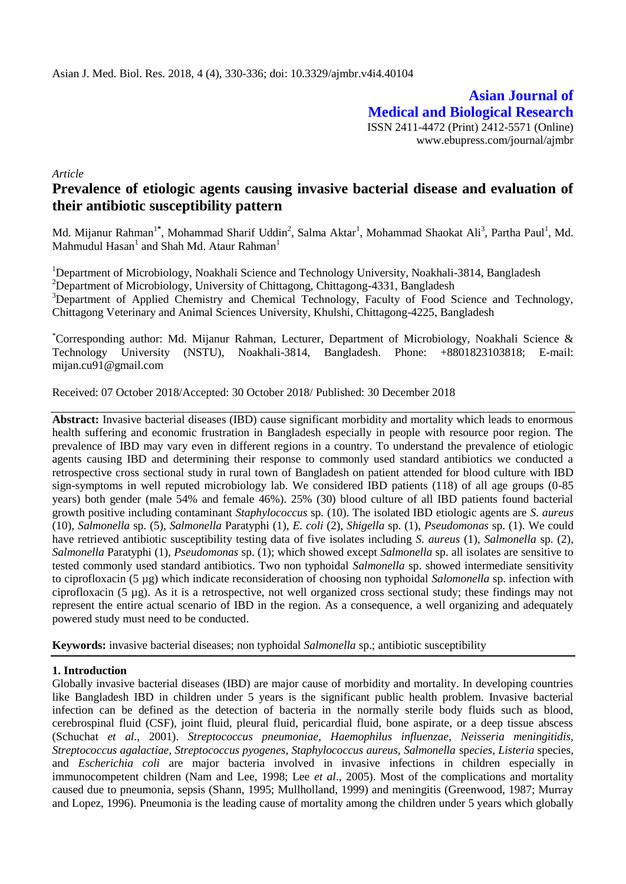*Article*

# Prevalence of etiologic agents causing invasive bacterial disease and evaluation of their antibiotic susceptibility pattern

Md. Mijanur Rahman[1*], Mohammad Sharif Uddin[2], Salma Aktar[1], Mohammad Shaokat Ali[3], Partha Paul[1], Md. Mahmudul Hasan[1] and Shah Md. Ataur Rahman[1]

[1]Department of Microbiology, Noakhali Science and Technology University, Noakhali-3814, Bangladesh
[2]Department of Microbiology, University of Chittagong, Chittagong-4331, Bangladesh
[3]Department of Applied Chemistry and Chemical Technology, Faculty of Food Science and Technology, Chittagong Veterinary and Animal Sciences University, Khulshi, Chittagong-4225, Bangladesh

[*]Corresponding author: Md. Mijanur Rahman, Lecturer, Department of Microbiology, Noakhali Science & Technology University (NSTU), Noakhali-3814, Bangladesh. Phone: +8801823103818; E-mail: mijan.cu91@gmail.com

Received: 07 October 2018/Accepted: 30 October 2018/ Published: 30 December 2018

**Abstract:** Invasive bacterial diseases (IBD) cause significant morbidity and mortality which leads to enormous health suffering and economic frustration in Bangladesh especially in people with resource poor region. The prevalence of IBD may vary even in different regions in a country. To understand the prevalence of etiologic agents causing IBD and determining their response to commonly used standard antibiotics we conducted a retrospective cross sectional study in rural town of Bangladesh on patient attended for blood culture with IBD sign-symptoms in well reputed microbiology lab. We considered IBD patients (118) of all age groups (0-85 years) both gender (male 54% and female 46%). 25% (30) blood culture of all IBD patients found bacterial growth positive including contaminant *Staphylococcus* sp. (10). The isolated IBD etiologic agents are *S. aureus* (10), *Salmonella* sp. (5), *Salmonella* Paratyphi (1), *E. coli* (2), *Shigella* sp. (1), *Pseudomonas* sp. (1). We could have retrieved antibiotic susceptibility testing data of five isolates including *S. aureus* (1), *Salmonella* sp. (2), *Salmonella* Paratyphi (1), *Pseudomonas* sp. (1); which showed except *Salmonella* sp. all isolates are sensitive to tested commonly used standard antibiotics. Two non typhoidal *Salmonella* sp. showed intermediate sensitivity to ciprofloxacin (5 µg) which indicate reconsideration of choosing non typhoidal *Salomonella* sp. infection with ciprofloxacin (5 µg). As it is a retrospective, not well organized cross sectional study; these findings may not represent the entire actual scenario of IBD in the region. As a consequence, a well organizing and adequately powered study must need to be conducted.

**Keywords:** invasive bacterial diseases; non typhoidal *Salmonella* sp.; antibiotic susceptibility

## 1. Introduction

Globally invasive bacterial diseases (IBD) are major cause of morbidity and mortality. In developing countries like Bangladesh IBD in children under 5 years is the significant public health problem. Invasive bacterial infection can be defined as the detection of bacteria in the normally sterile body fluids such as blood, cerebrospinal fluid (CSF), joint fluid, pleural fluid, pericardial fluid, bone aspirate, or a deep tissue abscess (Schuchat *et al.*, 2001). *Streptococcus pneumoniae, Haemophilus influenzae, Neisseria meningitidis, Streptococcus agalactiae, Streptococcus pyogenes, Staphylococcus aureus, Salmonella* s*pecies, Listeria* species, and *Escherichia coli* are major bacteria involved in invasive infections in children especially in immunocompetent children (Nam and Lee, 1998; Lee *et al*., 2005). Most of the complications and mortality caused due to pneumonia, sepsis (Shann, 1995; Mullholland, 1999) and meningitis (Greenwood, 1987; Murray and Lopez, 1996). Pneumonia is the leading cause of mortality among the children under 5 years which globally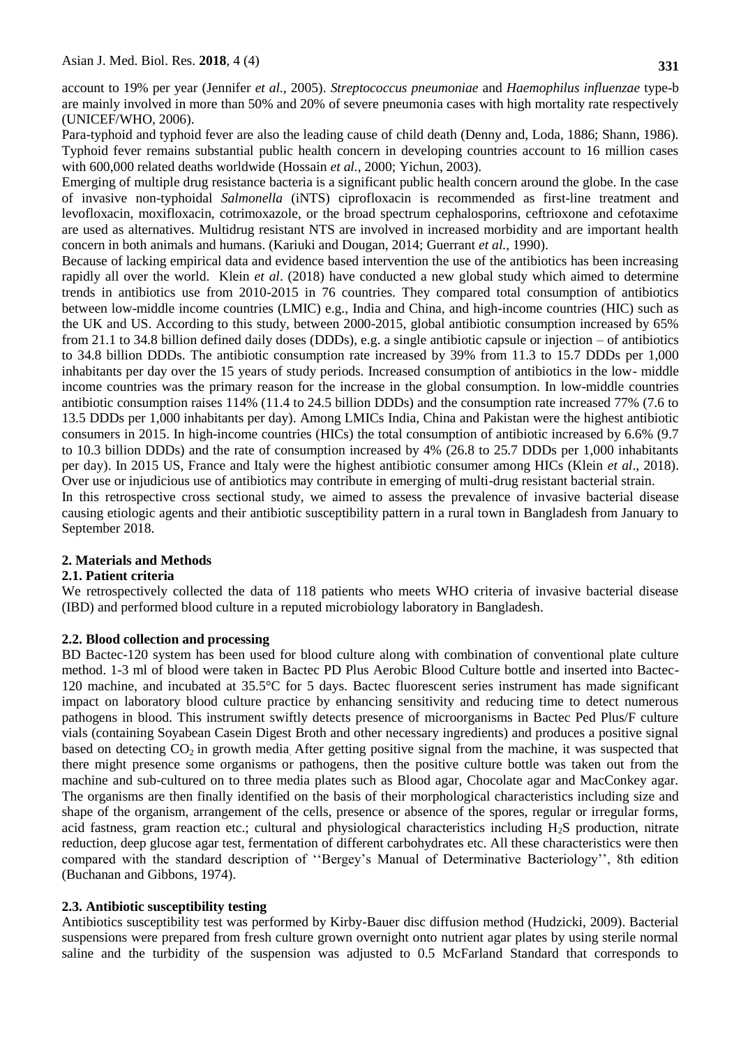account to 19% per year (Jennifer *et al.*, 2005). *Streptococcus pneumoniae* and *Haemophilus influenzae* type-b are mainly involved in more than 50% and 20% of severe pneumonia cases with high mortality rate respectively (UNICEF/WHO, 2006).

Para-typhoid and typhoid fever are also the leading cause of child death (Denny and, Loda, 1886; Shann, 1986). Typhoid fever remains substantial public health concern in developing countries account to 16 million cases with 600,000 related deaths worldwide (Hossain *et al.*, 2000; Yichun, 2003).

Emerging of multiple drug resistance bacteria is a significant public health concern around the globe. In the case of invasive non-typhoidal *Salmonella* (iNTS) ciprofloxacin is recommended as first-line treatment and levofloxacin, moxifloxacin, cotrimoxazole, or the broad spectrum cephalosporins, ceftrioxone and cefotaxime are used as alternatives. Multidrug resistant NTS are involved in increased morbidity and are important health concern in both animals and humans. (Kariuki and Dougan, 2014; Guerrant *et al.*, 1990).

Because of lacking empirical data and evidence based intervention the use of the antibiotics has been increasing rapidly all over the world. Klein *et al*. (2018) have conducted a new global study which aimed to determine trends in antibiotics use from 2010-2015 in 76 countries. They compared total consumption of antibiotics between low-middle income countries (LMIC) e.g., India and China, and high-income countries (HIC) such as the UK and US. According to this study, between 2000-2015, global antibiotic consumption increased by 65% from 21.1 to 34.8 billion defined daily doses (DDDs), e.g. a single antibiotic capsule or injection – of antibiotics to 34.8 billion DDDs. The antibiotic consumption rate increased by 39% from 11.3 to 15.7 DDDs per 1,000 inhabitants per day over the 15 years of study periods. Increased consumption of antibiotics in the low- middle income countries was the primary reason for the increase in the global consumption. In low-middle countries antibiotic consumption raises 114% (11.4 to 24.5 billion DDDs) and the consumption rate increased 77% (7.6 to 13.5 DDDs per 1,000 inhabitants per day). Among LMICs India, China and Pakistan were the highest antibiotic consumers in 2015. In high-income countries (HICs) the total consumption of antibiotic increased by 6.6% (9.7 to 10.3 billion DDDs) and the rate of consumption increased by 4% (26.8 to 25.7 DDDs per 1,000 inhabitants per day). In 2015 US, France and Italy were the highest antibiotic consumer among HICs (Klein *et al*., 2018). Over use or injudicious use of antibiotics may contribute in emerging of multi-drug resistant bacterial strain.

In this retrospective cross sectional study, we aimed to assess the prevalence of invasive bacterial disease causing etiologic agents and their antibiotic susceptibility pattern in a rural town in Bangladesh from January to September 2018.

## 2. Materials and Methods

### 2.1. Patient criteria

We retrospectively collected the data of 118 patients who meets WHO criteria of invasive bacterial disease (IBD) and performed blood culture in a reputed microbiology laboratory in Bangladesh.

### 2.2. Blood collection and processing

BD Bactec-120 system has been used for blood culture along with combination of conventional plate culture method. 1-3 ml of blood were taken in Bactec PD Plus Aerobic Blood Culture bottle and inserted into Bactec-120 machine, and incubated at 35.5°C for 5 days. Bactec fluorescent series instrument has made significant impact on laboratory blood culture practice by enhancing sensitivity and reducing time to detect numerous pathogens in blood. This instrument swiftly detects presence of microorganisms in Bactec Ped Plus/F culture vials (containing Soyabean Casein Digest Broth and other necessary ingredients) and produces a positive signal based on detecting $CO_2$ in growth media. After getting positive signal from the machine, it was suspected that there might presence some organisms or pathogens, then the positive culture bottle was taken out from the machine and sub-cultured on to three media plates such as Blood agar, Chocolate agar and MacConkey agar. The organisms are then finally identified on the basis of their morphological characteristics including size and shape of the organism, arrangement of the cells, presence or absence of the spores, regular or irregular forms, acid fastness, gram reaction etc.; cultural and physiological characteristics including $H_2S$ production, nitrate reduction, deep glucose agar test, fermentation of different carbohydrates etc. All these characteristics were then compared with the standard description of ''Bergey's Manual of Determinative Bacteriology'', 8th edition (Buchanan and Gibbons, 1974).

### 2.3. Antibiotic susceptibility testing

Antibiotics susceptibility test was performed by Kirby-Bauer disc diffusion method (Hudzicki, 2009). Bacterial suspensions were prepared from fresh culture grown overnight onto nutrient agar plates by using sterile normal saline and the turbidity of the suspension was adjusted to 0.5 McFarland Standard that corresponds to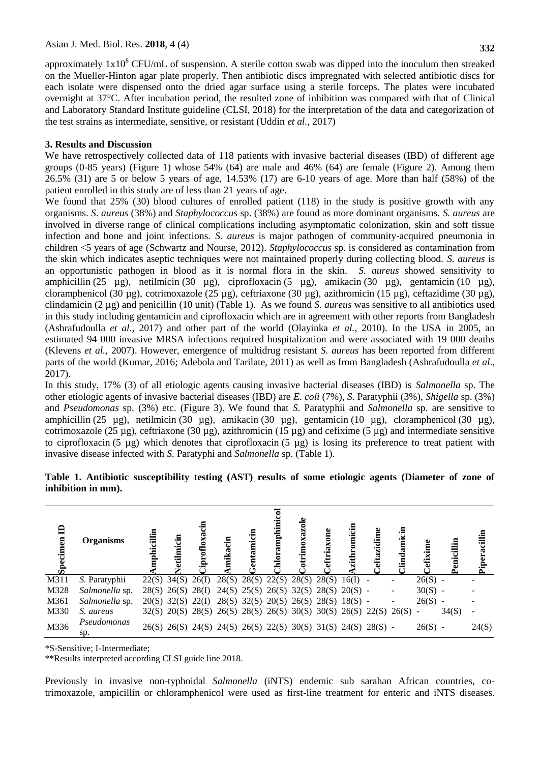approximately $1x10^8$ CFU/mL of suspension. A sterile cotton swab was dipped into the inoculum then streaked on the Mueller-Hinton agar plate properly. Then antibiotic discs impregnated with selected antibiotic discs for each isolate were dispensed onto the dried agar surface using a sterile forceps. The plates were incubated overnight at 37°C. After incubation period, the resulted zone of inhibition was compared with that of Clinical and Laboratory Standard Institute guideline (CLSI, 2018) for the interpretation of the data and categorization of the test strains as intermediate, sensitive, or resistant (Uddin *et al.*, 2017)

## 3. Results and Discussion

We have retrospectively collected data of 118 patients with invasive bacterial diseases (IBD) of different age groups (0-85 years) (Figure 1) whose 54% (64) are male and 46% (64) are female (Figure 2). Among them 26.5% (31) are 5 or below 5 years of age, 14.53% (17) are 6-10 years of age. More than half (58%) of the patient enrolled in this study are of less than 21 years of age.

We found that 25% (30) blood cultures of enrolled patient (118) in the study is positive growth with any organisms. *S. aureus* (38%) and *Staphylococcus* sp. (38%) are found as more dominant organisms. *S. aureus* are involved in diverse range of clinical complications including asymptomatic colonization, skin and soft tissue infection and bone and joint infections. *S. aureus* is major pathogen of community-acquired pneumonia in children <5 years of age (Schwartz and Nourse, 2012). *Staphylococcus* sp. is considered as contamination from the skin which indicates aseptic techniques were not maintained properly during collecting blood. *S. aureus* is an opportunistic pathogen in blood as it is normal flora in the skin. *S. aureus* showed sensitivity to amphicillin (25 µg), netilmicin (30 µg), ciprofloxacin (5 µg), amikacin (30 µg), gentamicin (10 µg), cloramphenicol (30 µg), cotrimoxazole (25 µg), ceftriaxone (30 µg), azithromicin (15 µg), ceftazidime (30 µg), clindamicin (2 µg) and penicillin (10 unit) (Table 1). As we found *S. aureus* was sensitive to all antibiotics used in this study including gentamicin and ciprofloxacin which are in agreement with other reports from Bangladesh (Ashrafudoulla *et al.*, 2017) and other part of the world (Olayinka *et al.*, 2010). In the USA in 2005, an estimated 94 000 invasive MRSA infections required hospitalization and were associated with 19 000 deaths (Klevens *et al.*, 2007). However, emergence of multidrug resistant *S. aureus* has been reported from different parts of the world (Kumar, 2016; Adebola and Tarilate, 2011) as well as from Bangladesh (Ashrafudoulla *et al*., 2017).

In this study, 17% (3) of all etiologic agents causing invasive bacterial diseases (IBD) is *Salmonella* sp. The other etiologic agents of invasive bacterial diseases (IBD) are *E. coli* (7%), *S*. Paratyphii (3%), *Shigella* sp. (3%) and *Pseudomonas* sp. (3%) etc. (Figure 3). We found that *S*. Paratyphii and *Salmonella* sp. are sensitive to amphicillin (25 µg), netilmicin (30 µg), amikacin (30 µg), gentamicin (10 µg), cloramphenicol (30 µg), cotrimoxazole (25 µg), ceftriaxone (30 µg), azithromicin (15 µg) and cefixime (5 µg) and intermediate sensitive to ciprofloxacin (5 µg) which denotes that ciprofloxacin (5 µg) is losing its preference to treat patient with invasive disease infected with *S.* Paratyphi and *Salmonella* sp. (Table 1).

**Table 1. Antibiotic susceptibility testing (AST) results of some etiologic agents (Diameter of zone of inhibition in mm).**

| Specimen ID | Organisms | Amphicillin | Netilmicin | Ciprofloxacin | Amikacin | Gentamicin | Chloramphinicol | Cotrimoxazole | Ceftriaxone | Azithromicin | Ceftazidime | Clindamicin | Cefixime | Penicillin | Piperacillin |
|---|---|---|---|---|---|---|---|---|---|---|---|---|---|---|---|
| M311 | *S.* Paratyphii | 22(S) | 34(S) | 26(I) | 28(S) | 28(S) | 22(S) | 28(S) | 28(S) | 16(I) | - | - | 26(S) | - | - |
| M328 | *Salmonella* sp. | 28(S) | 26(S) | 28(I) | 24(S) | 25(S) | 26(S) | 32(S) | 28(S) | 20(S) | - | - | 30(S) | - | - |
| M361 | *Salmonella* sp. | 20(S) | 32(S) | 22(I) | 28(S) | 32(S) | 20(S) | 26(S) | 28(S) | 18(S) | - | - | 26(S) | - | - |
| M330 | *S. aureus* | 32(S) | 20(S) | 28(S) | 26(S) | 28(S) | 26(S) | 30(S) | 30(S) | 26(S) | 22(S) | 26(S) | - | 34(S) | - |
| M336 | *Pseudomonas* sp. | 26(S) | 26(S) | 24(S) | 24(S) | 26(S) | 22(S) | 30(S) | 31(S) | 24(S) | 28(S) | - | 26(S) | - | 24(S) |

*S-Sensitive; I-Intermediate;

**Results interpreted according CLSI guide line 2018.

Previously in invasive non-typhoidal *Salmonella* (iNTS) endemic sub sarahan African countries, co-trimoxazole, ampicillin or chloramphenicol were used as first-line treatment for enteric and iNTS diseases.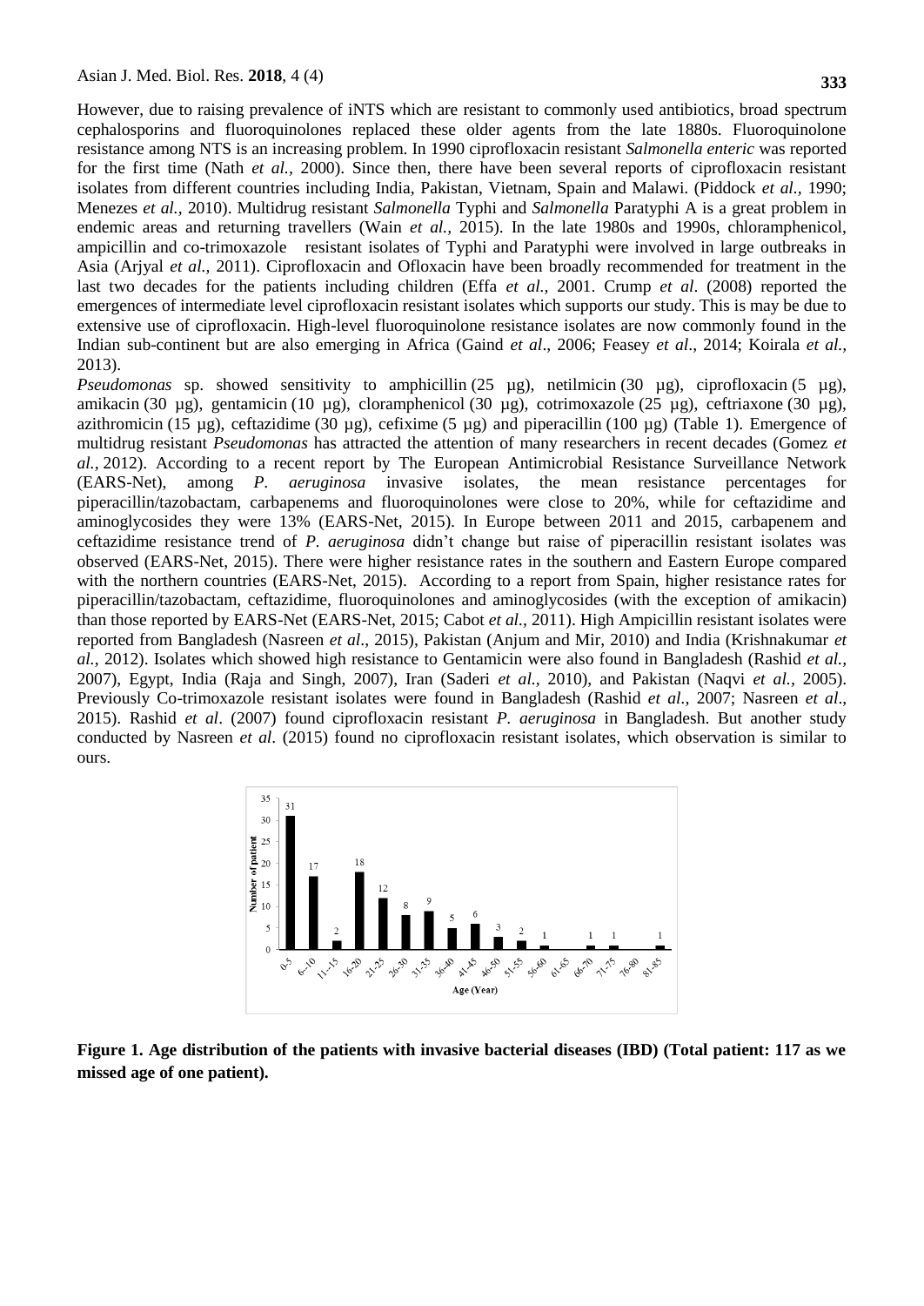However, due to raising prevalence of iNTS which are resistant to commonly used antibiotics, broad spectrum cephalosporins and fluoroquinolones replaced these older agents from the late 1880s. Fluoroquinolone resistance among NTS is an increasing problem. In 1990 ciprofloxacin resistant *Salmonella enteric* was reported for the first time (Nath *et al.,* 2000). Since then, there have been several reports of ciprofloxacin resistant isolates from different countries including India, Pakistan, Vietnam, Spain and Malawi. (Piddock *et al.,* 1990; Menezes *et al.,* 2010). Multidrug resistant *Salmonella* Typhi and *Salmonella* Paratyphi A is a great problem in endemic areas and returning travellers (Wain *et al.,* 2015). In the late 1980s and 1990s, chloramphenicol, ampicillin and co-trimoxazole resistant isolates of Typhi and Paratyphi were involved in large outbreaks in Asia (Arjyal *et al.,* 2011). Ciprofloxacin and Ofloxacin have been broadly recommended for treatment in the last two decades for the patients including children (Effa *et al.,* 2001. Crump *et al*. (2008) reported the emergences of intermediate level ciprofloxacin resistant isolates which supports our study. This is may be due to extensive use of ciprofloxacin. High-level fluoroquinolone resistance isolates are now commonly found in the Indian sub-continent but are also emerging in Africa (Gaind *et al*., 2006; Feasey *et al*., 2014; Koirala *et al.,* 2013).

*Pseudomonas* sp. showed sensitivity to amphicillin (25 µg), netilmicin (30 µg), ciprofloxacin (5 µg), amikacin (30 µg), gentamicin (10 µg), cloramphenicol (30 µg), cotrimoxazole (25 µg), ceftriaxone (30 µg), azithromicin (15 µg), ceftazidime (30 µg), cefixime (5 µg) and piperacillin (100 µg) (Table 1). Emergence of multidrug resistant *Pseudomonas* has attracted the attention of many researchers in recent decades (Gomez *et al.,* 2012). According to a recent report by The European Antimicrobial Resistance Surveillance Network (EARS-Net), among *P. aeruginosa* invasive isolates, the mean resistance percentages for piperacillin/tazobactam, carbapenems and fluoroquinolones were close to 20%, while for ceftazidime and aminoglycosides they were 13% (EARS-Net, 2015). In Europe between 2011 and 2015, carbapenem and ceftazidime resistance trend of *P. aeruginosa* didn't change but raise of piperacillin resistant isolates was observed (EARS-Net, 2015). There were higher resistance rates in the southern and Eastern Europe compared with the northern countries (EARS-Net, 2015). According to a report from Spain, higher resistance rates for piperacillin/tazobactam, ceftazidime, fluoroquinolones and aminoglycosides (with the exception of amikacin) than those reported by EARS-Net (EARS-Net, 2015; Cabot *et al.,* 2011). High Ampicillin resistant isolates were reported from Bangladesh (Nasreen *et al*., 2015), Pakistan (Anjum and Mir, 2010) and India (Krishnakumar *et al.,* 2012). Isolates which showed high resistance to Gentamicin were also found in Bangladesh (Rashid *et al.,* 2007), Egypt, India (Raja and Singh, 2007), Iran (Saderi *et al.,* 2010), and Pakistan (Naqvi *et al.,* 2005). Previously Co-trimoxazole resistant isolates were found in Bangladesh (Rashid *et al.,* 2007; Nasreen *et al*., 2015). Rashid *et al*. (2007) found ciprofloxacin resistant *P. aeruginosa* in Bangladesh. But another study conducted by Nasreen *et al*. (2015) found no ciprofloxacin resistant isolates, which observation is similar to ours.

**Figure 1. Age distribution of the patients with invasive bacterial diseases (IBD) (Total patient: 117 as we missed age of one patient).**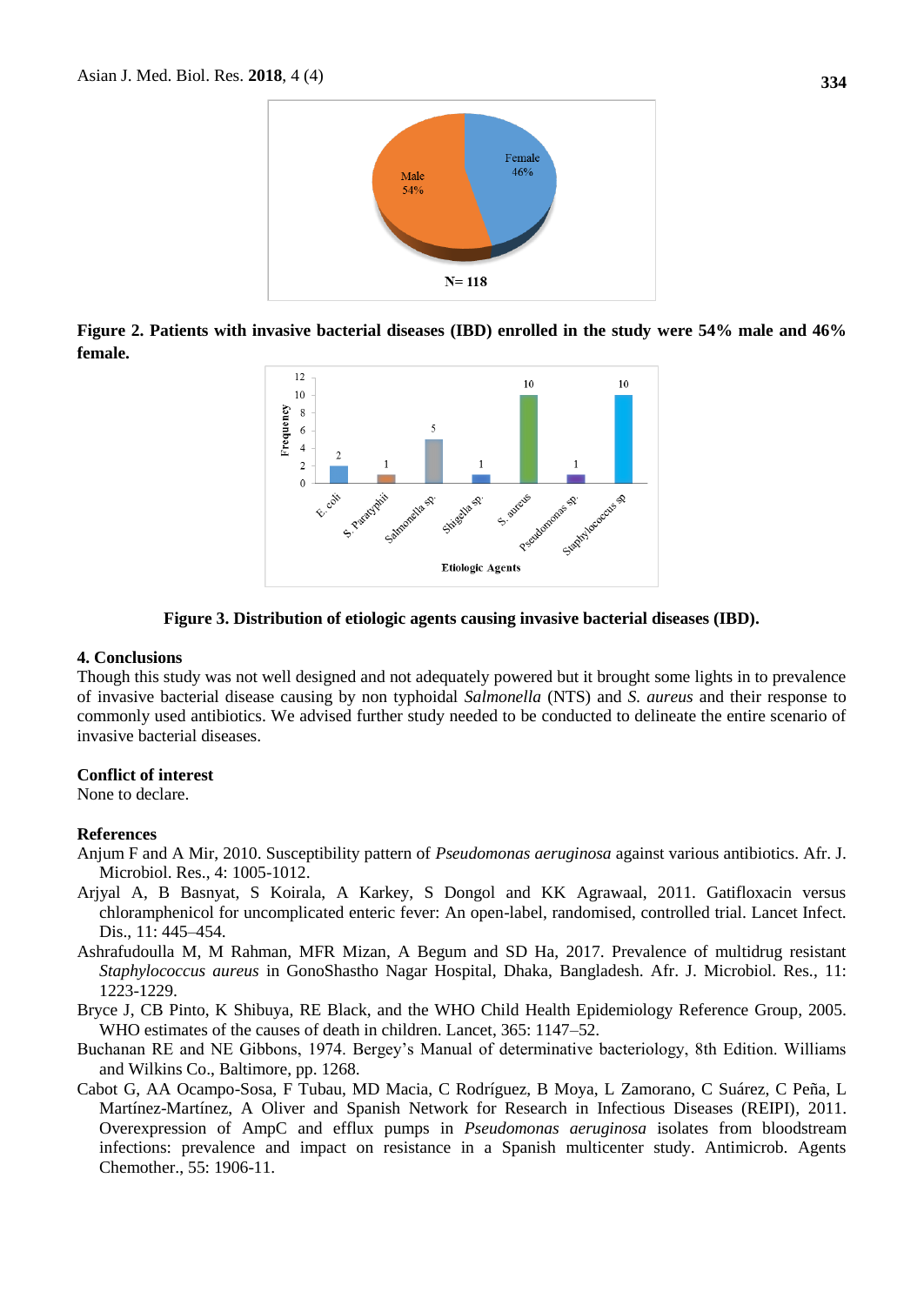**Figure 2. Patients with invasive bacterial diseases (IBD) enrolled in the study were 54% male and 46% female.**

**Figure 3. Distribution of etiologic agents causing invasive bacterial diseases (IBD).**

## 4. Conclusions

Though this study was not well designed and not adequately powered but it brought some lights in to prevalence of invasive bacterial disease causing by non typhoidal *Salmonella* (NTS) and *S. aureus* and their response to commonly used antibiotics. We advised further study needed to be conducted to delineate the entire scenario of invasive bacterial diseases.

## Conflict of interest

None to declare.

## References

Anjum F and A Mir, 2010. Susceptibility pattern of *Pseudomonas aeruginosa* against various antibiotics. Afr. J. Microbiol. Res., 4: 1005-1012.

Arjyal A, B Basnyat, S Koirala, A Karkey, S Dongol and KK Agrawaal, 2011. Gatifloxacin versus chloramphenicol for uncomplicated enteric fever: An open-label, randomised, controlled trial. Lancet Infect. Dis., 11: 445–454.

Ashrafudoulla M, M Rahman, MFR Mizan, A Begum and SD Ha, 2017. Prevalence of multidrug resistant *Staphylococcus aureus* in GonoShastho Nagar Hospital, Dhaka, Bangladesh. Afr. J. Microbiol. Res., 11: 1223-1229.

Bryce J, CB Pinto, K Shibuya, RE Black, and the WHO Child Health Epidemiology Reference Group, 2005. WHO estimates of the causes of death in children. Lancet, 365: 1147–52.

Buchanan RE and NE Gibbons, 1974. Bergey's Manual of determinative bacteriology, 8th Edition. Williams and Wilkins Co., Baltimore, pp. 1268.

Cabot G, AA Ocampo-Sosa, F Tubau, MD Macia, C Rodríguez, B Moya, L Zamorano, C Suárez, C Peña, L Martínez-Martínez, A Oliver and Spanish Network for Research in Infectious Diseases (REIPI), 2011. Overexpression of AmpC and efflux pumps in *Pseudomonas aeruginosa* isolates from bloodstream infections: prevalence and impact on resistance in a Spanish multicenter study. Antimicrob. Agents Chemother., 55: 1906-11.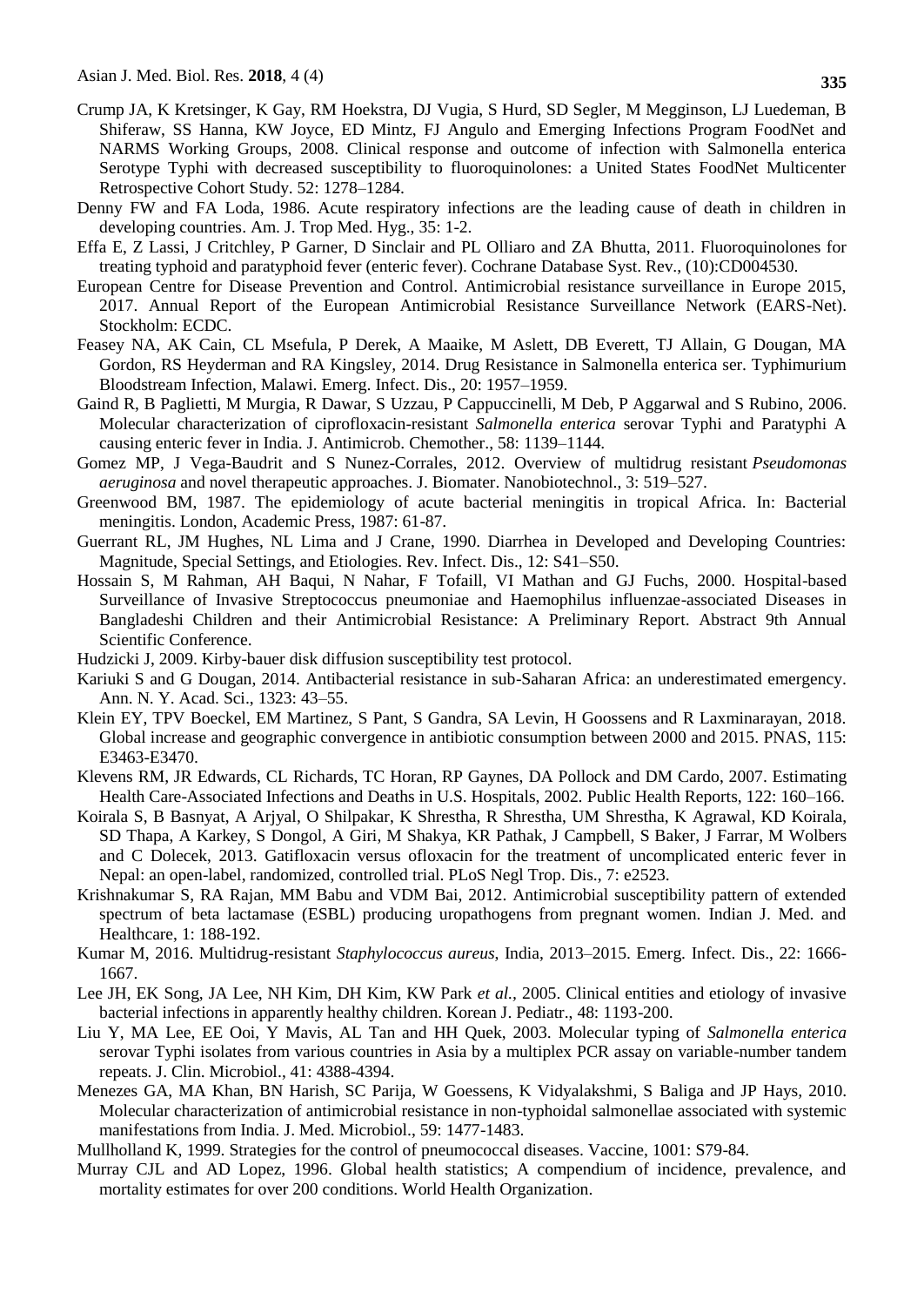Crump JA, K Kretsinger, K Gay, RM Hoekstra, DJ Vugia, S Hurd, SD Segler, M Megginson, LJ Luedeman, B Shiferaw, SS Hanna, KW Joyce, ED Mintz, FJ Angulo and Emerging Infections Program FoodNet and NARMS Working Groups, 2008. Clinical response and outcome of infection with Salmonella enterica Serotype Typhi with decreased susceptibility to fluoroquinolones: a United States FoodNet Multicenter Retrospective Cohort Study. 52: 1278–1284.

Denny FW and FA Loda, 1986. Acute respiratory infections are the leading cause of death in children in developing countries. Am. J. Trop Med. Hyg., 35: 1-2.

Effa E, Z Lassi, J Critchley, P Garner, D Sinclair and PL Olliaro and ZA Bhutta, 2011. Fluoroquinolones for treating typhoid and paratyphoid fever (enteric fever). Cochrane Database Syst. Rev., (10):CD004530.

European Centre for Disease Prevention and Control. Antimicrobial resistance surveillance in Europe 2015, 2017. Annual Report of the European Antimicrobial Resistance Surveillance Network (EARS-Net). Stockholm: ECDC.

Feasey NA, AK Cain, CL Msefula, P Derek, A Maaike, M Aslett, DB Everett, TJ Allain, G Dougan, MA Gordon, RS Heyderman and RA Kingsley, 2014. Drug Resistance in Salmonella enterica ser. Typhimurium Bloodstream Infection, Malawi. Emerg. Infect. Dis., 20: 1957–1959.

Gaind R, B Paglietti, M Murgia, R Dawar, S Uzzau, P Cappuccinelli, M Deb, P Aggarwal and S Rubino, 2006. Molecular characterization of ciprofloxacin-resistant *Salmonella enterica* serovar Typhi and Paratyphi A causing enteric fever in India. J. Antimicrob. Chemother., 58: 1139–1144.

Gomez MP, J Vega-Baudrit and S Nunez-Corrales, 2012. Overview of multidrug resistant *Pseudomonas aeruginosa* and novel therapeutic approaches. J. Biomater. Nanobiotechnol., 3: 519–527.

Greenwood BM, 1987. The epidemiology of acute bacterial meningitis in tropical Africa. In: Bacterial meningitis. London, Academic Press, 1987: 61-87.

Guerrant RL, JM Hughes, NL Lima and J Crane, 1990. Diarrhea in Developed and Developing Countries: Magnitude, Special Settings, and Etiologies. Rev. Infect. Dis., 12: S41–S50.

Hossain S, M Rahman, AH Baqui, N Nahar, F Tofaill, VI Mathan and GJ Fuchs, 2000. Hospital-based Surveillance of Invasive Streptococcus pneumoniae and Haemophilus influenzae-associated Diseases in Bangladeshi Children and their Antimicrobial Resistance: A Preliminary Report. Abstract 9th Annual Scientific Conference.

Hudzicki J, 2009. Kirby-bauer disk diffusion susceptibility test protocol.

Kariuki S and G Dougan, 2014. Antibacterial resistance in sub-Saharan Africa: an underestimated emergency. Ann. N. Y. Acad. Sci., 1323: 43–55.

Klein EY, TPV Boeckel, EM Martinez, S Pant, S Gandra, SA Levin, H Goossens and R Laxminarayan, 2018. Global increase and geographic convergence in antibiotic consumption between 2000 and 2015. PNAS, 115: E3463-E3470.

Klevens RM, JR Edwards, CL Richards, TC Horan, RP Gaynes, DA Pollock and DM Cardo, 2007. Estimating Health Care-Associated Infections and Deaths in U.S. Hospitals, 2002. Public Health Reports, 122: 160–166.

Koirala S, B Basnyat, A Arjyal, O Shilpakar, K Shrestha, R Shrestha, UM Shrestha, K Agrawal, KD Koirala, SD Thapa, A Karkey, S Dongol, A Giri, M Shakya, KR Pathak, J Campbell, S Baker, J Farrar, M Wolbers and C Dolecek, 2013. Gatifloxacin versus ofloxacin for the treatment of uncomplicated enteric fever in Nepal: an open-label, randomized, controlled trial. PLoS Negl Trop. Dis., 7: e2523.

Krishnakumar S, RA Rajan, MM Babu and VDM Bai, 2012. Antimicrobial susceptibility pattern of extended spectrum of beta lactamase (ESBL) producing uropathogens from pregnant women. Indian J. Med. and Healthcare, 1: 188-192.

Kumar M, 2016. Multidrug-resistant *Staphylococcus aureus*, India, 2013–2015. Emerg. Infect. Dis., 22: 1666-1667.

Lee JH, EK Song, JA Lee, NH Kim, DH Kim, KW Park *et al.,* 2005. Clinical entities and etiology of invasive bacterial infections in apparently healthy children. Korean J. Pediatr., 48: 1193-200.

Liu Y, MA Lee, EE Ooi, Y Mavis, AL Tan and HH Quek, 2003. Molecular typing of *Salmonella enterica* serovar Typhi isolates from various countries in Asia by a multiplex PCR assay on variable-number tandem repeats. J. Clin. Microbiol., 41: 4388-4394.

Menezes GA, MA Khan, BN Harish, SC Parija, W Goessens, K Vidyalakshmi, S Baliga and JP Hays, 2010. Molecular characterization of antimicrobial resistance in non-typhoidal salmonellae associated with systemic manifestations from India. J. Med. Microbiol., 59: 1477-1483.

Mullholland K, 1999. Strategies for the control of pneumococcal diseases. Vaccine, 1001: S79-84.

Murray CJL and AD Lopez, 1996. Global health statistics; A compendium of incidence, prevalence, and mortality estimates for over 200 conditions. World Health Organization.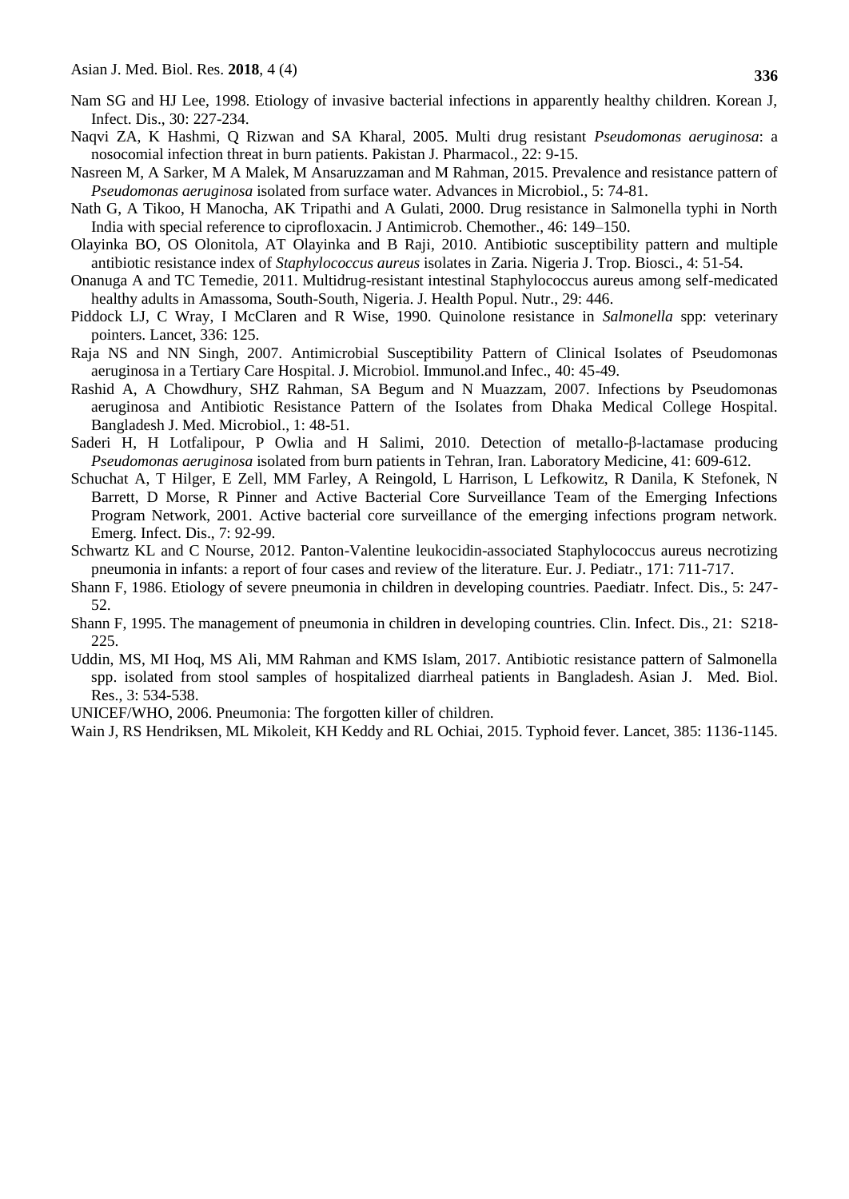Nam SG and HJ Lee, 1998. Etiology of invasive bacterial infections in apparently healthy children. Korean J, Infect. Dis., 30: 227-234.

Naqvi ZA, K Hashmi, Q Rizwan and SA Kharal, 2005. Multi drug resistant *Pseudomonas aeruginosa*: a nosocomial infection threat in burn patients. Pakistan J. Pharmacol., 22: 9-15.

Nasreen M, A Sarker, M A Malek, M Ansaruzzaman and M Rahman, 2015. Prevalence and resistance pattern of *Pseudomonas aeruginosa* isolated from surface water. Advances in Microbiol., 5: 74-81.

Nath G, A Tikoo, H Manocha, AK Tripathi and A Gulati, 2000. Drug resistance in Salmonella typhi in North India with special reference to ciprofloxacin. J Antimicrob. Chemother., 46: 149–150.

Olayinka BO, OS Olonitola, AT Olayinka and B Raji, 2010. Antibiotic susceptibility pattern and multiple antibiotic resistance index of *Staphylococcus aureus* isolates in Zaria. Nigeria J. Trop. Biosci., 4: 51-54.

Onanuga A and TC Temedie, 2011. Multidrug-resistant intestinal Staphylococcus aureus among self-medicated healthy adults in Amassoma, South-South, Nigeria. J. Health Popul. Nutr., 29: 446.

Piddock LJ, C Wray, I McClaren and R Wise, 1990. Quinolone resistance in *Salmonella* spp: veterinary pointers. Lancet, 336: 125.

Raja NS and NN Singh, 2007. Antimicrobial Susceptibility Pattern of Clinical Isolates of Pseudomonas aeruginosa in a Tertiary Care Hospital. J. Microbiol. Immunol.and Infec., 40: 45-49.

Rashid A, A Chowdhury, SHZ Rahman, SA Begum and N Muazzam, 2007. Infections by Pseudomonas aeruginosa and Antibiotic Resistance Pattern of the Isolates from Dhaka Medical College Hospital. Bangladesh J. Med. Microbiol., 1: 48-51.

Saderi H, H Lotfalipour, P Owlia and H Salimi, 2010. Detection of metallo-β-lactamase producing *Pseudomonas aeruginosa* isolated from burn patients in Tehran, Iran. Laboratory Medicine, 41: 609-612.

Schuchat A, T Hilger, E Zell, MM Farley, A Reingold, L Harrison, L Lefkowitz, R Danila, K Stefonek, N Barrett, D Morse, R Pinner and Active Bacterial Core Surveillance Team of the Emerging Infections Program Network, 2001. Active bacterial core surveillance of the emerging infections program network. Emerg. Infect. Dis., 7: 92-99.

Schwartz KL and C Nourse, 2012. Panton-Valentine leukocidin-associated Staphylococcus aureus necrotizing pneumonia in infants: a report of four cases and review of the literature. Eur. J. Pediatr., 171: 711-717.

Shann F, 1986. Etiology of severe pneumonia in children in developing countries. Paediatr. Infect. Dis., 5: 247-52.

Shann F, 1995. The management of pneumonia in children in developing countries. Clin. Infect. Dis., 21: S218-225.

Uddin, MS, MI Hoq, MS Ali, MM Rahman and KMS Islam, 2017. Antibiotic resistance pattern of Salmonella spp. isolated from stool samples of hospitalized diarrheal patients in Bangladesh. Asian J. Med. Biol. Res., 3: 534-538.

UNICEF/WHO, 2006. Pneumonia: The forgotten killer of children.

Wain J, RS Hendriksen, ML Mikoleit, KH Keddy and RL Ochiai, 2015. Typhoid fever. Lancet, 385: 1136-1145.